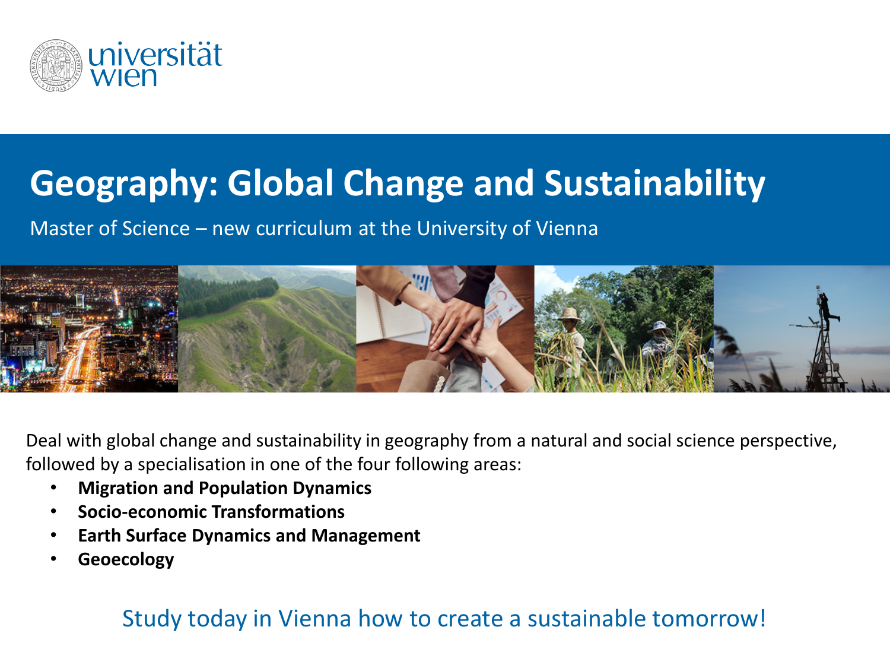universität wien

# Geography: Global Change and Sustainability

Master of Science – new curriculum at the University of Vienna

Deal with global change and sustainability in geography from a natural and social science perspective, followed by a specialisation in one of the four following areas:

- **Migration and Population Dynamics**
- **Socio-economic Transformations**
- **Earth Surface Dynamics and Management**
- **Geoecology**

Study today in Vienna how to create a sustainable tomorrow!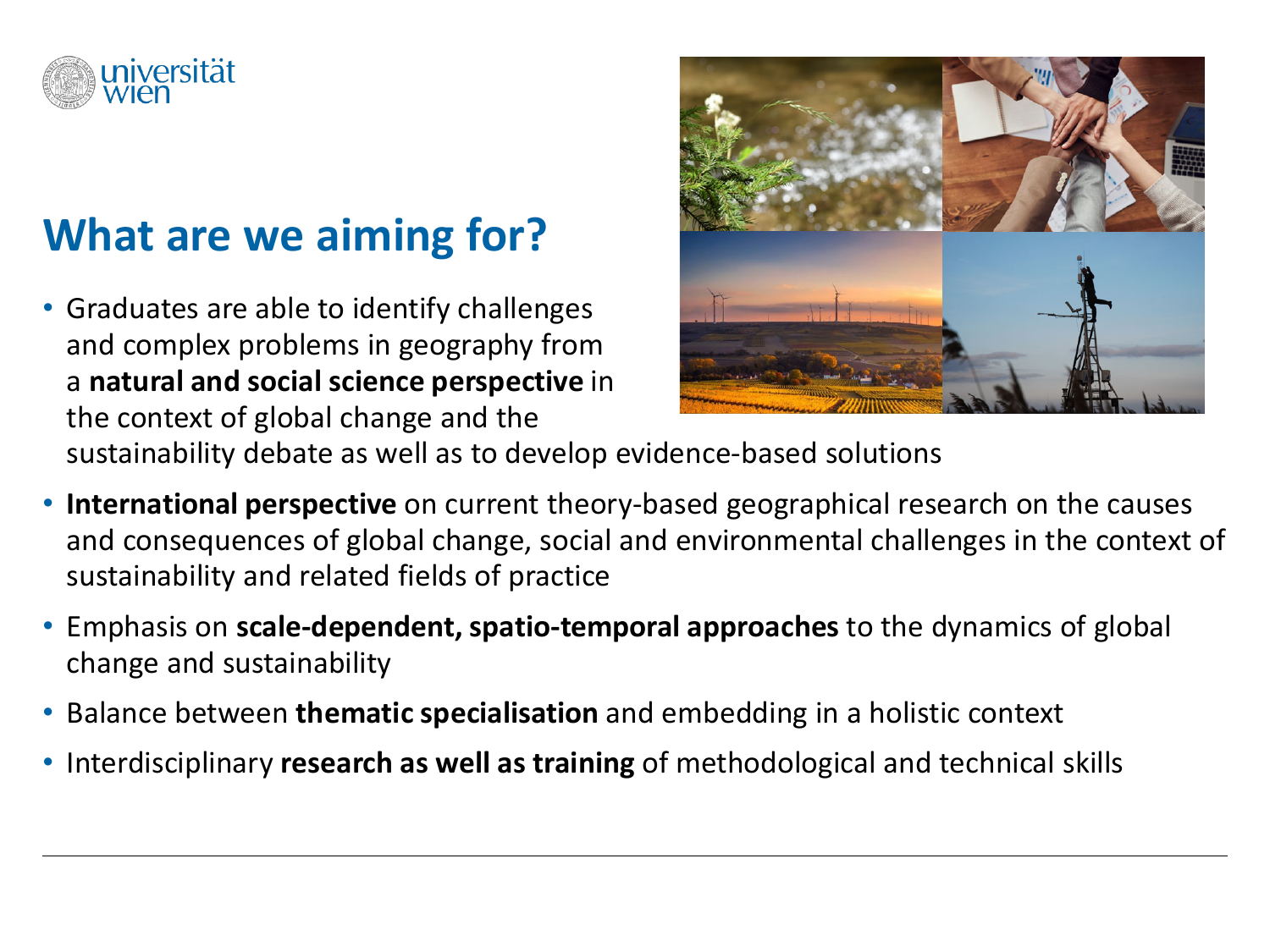# What are we aiming for?

- Graduates are able to identify challenges and complex problems in geography from a **natural and social science perspective** in the context of global change and the sustainability debate as well as to develop evidence-based solutions
- **International perspective** on current theory-based geographical research on the causes and consequences of global change, social and environmental challenges in the context of sustainability and related fields of practice
- Emphasis on **scale-dependent, spatio-temporal approaches** to the dynamics of global change and sustainability
- Balance between **thematic specialisation** and embedding in a holistic context
- Interdisciplinary **research as well as training** of methodological and technical skills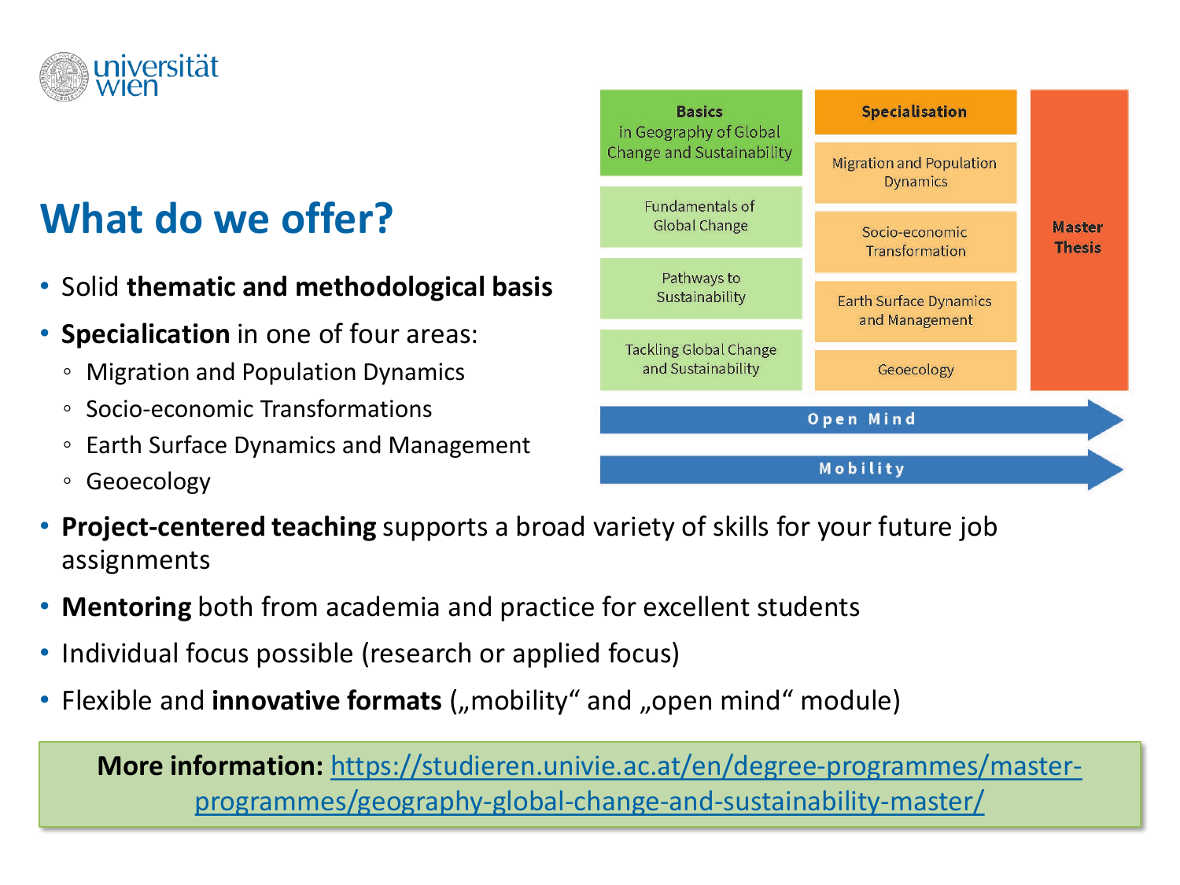universität wien

# What do we offer?

- Solid **thematic and methodological basis**
- **Specialication** in one of four areas:
  - Migration and Population Dynamics
  - Socio-economic Transformations
  - Earth Surface Dynamics and Management
  - Geoecology

**Basics** in Geography of Global Change and Sustainability

Fundamentals of Global Change

Pathways to Sustainability

Tackling Global Change and Sustainability

**Specialisation**

Migration and Population Dynamics

Socio-economic Transformation

Earth Surface Dynamics and Management

Geoecology

**Master Thesis**

Open Mind

Mobility

- **Project-centered teaching** supports a broad variety of skills for your future job assignments
- **Mentoring** both from academia and practice for excellent students
- Individual focus possible (research or applied focus)
- Flexible and **innovative formats** („mobility" and „open mind" module)

**More information:** https://studieren.univie.ac.at/en/degree-programmes/master-programmes/geography-global-change-and-sustainability-master/